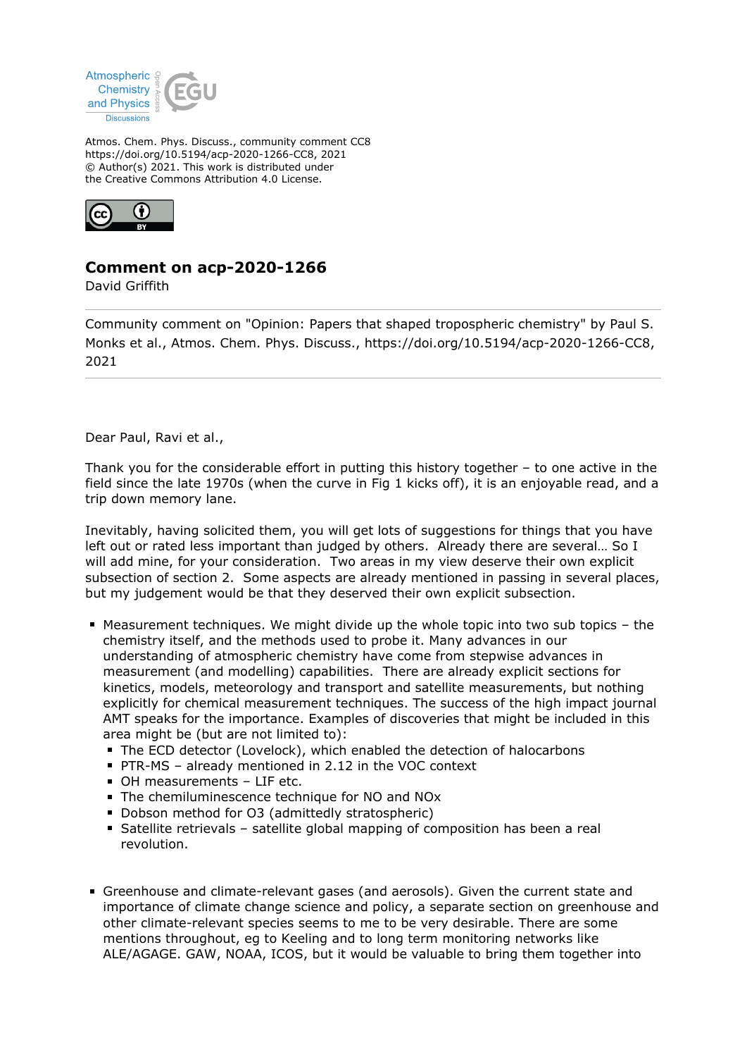Atmos. Chem. Phys. Discuss., community comment CC8
https://doi.org/10.5194/acp-2020-1266-CC8, 2021
© Author(s) 2021. This work is distributed under
the Creative Commons Attribution 4.0 License.

# Comment on acp-2020-1266

David Griffith

Community comment on "Opinion: Papers that shaped tropospheric chemistry" by Paul S. Monks et al., Atmos. Chem. Phys. Discuss., https://doi.org/10.5194/acp-2020-1266-CC8, 2021

---

Dear Paul, Ravi et al.,

Thank you for the considerable effort in putting this history together – to one active in the field since the late 1970s (when the curve in Fig 1 kicks off), it is an enjoyable read, and a trip down memory lane.

Inevitably, having solicited them, you will get lots of suggestions for things that you have left out or rated less important than judged by others. Already there are several… So I will add mine, for your consideration. Two areas in my view deserve their own explicit subsection of section 2. Some aspects are already mentioned in passing in several places, but my judgement would be that they deserved their own explicit subsection.

- Measurement techniques. We might divide up the whole topic into two sub topics – the chemistry itself, and the methods used to probe it. Many advances in our understanding of atmospheric chemistry have come from stepwise advances in measurement (and modelling) capabilities. There are already explicit sections for kinetics, models, meteorology and transport and satellite measurements, but nothing explicitly for chemical measurement techniques. The success of the high impact journal AMT speaks for the importance. Examples of discoveries that might be included in this area might be (but are not limited to):
  - The ECD detector (Lovelock), which enabled the detection of halocarbons
  - PTR-MS – already mentioned in 2.12 in the VOC context
  - OH measurements – LIF etc.
  - The chemiluminescence technique for NO and NOx
  - Dobson method for O3 (admittedly stratospheric)
  - Satellite retrievals – satellite global mapping of composition has been a real revolution.

- Greenhouse and climate-relevant gases (and aerosols). Given the current state and importance of climate change science and policy, a separate section on greenhouse and other climate-relevant species seems to me to be very desirable. There are some mentions throughout, eg to Keeling and to long term monitoring networks like ALE/AGAGE. GAW, NOAA, ICOS, but it would be valuable to bring them together into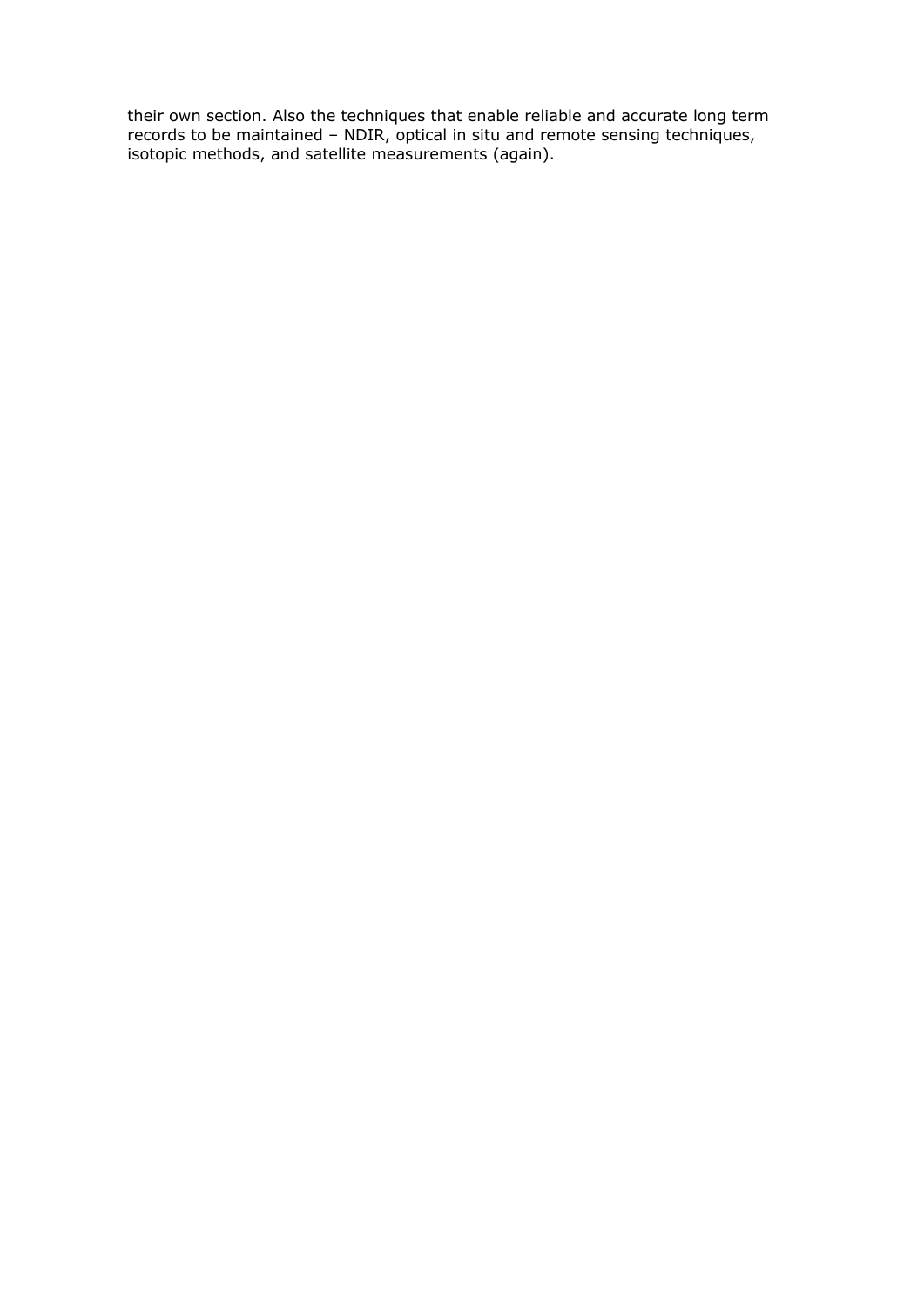their own section. Also the techniques that enable reliable and accurate long term records to be maintained – NDIR, optical in situ and remote sensing techniques, isotopic methods, and satellite measurements (again).